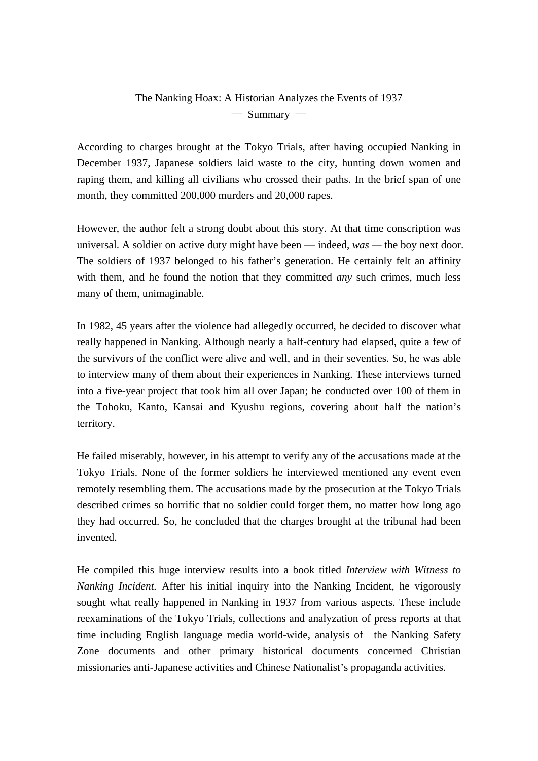# The Nanking Hoax: A Historian Analyzes the Events of 1937

— Summary —

According to charges brought at the Tokyo Trials, after having occupied Nanking in December 1937, Japanese soldiers laid waste to the city, hunting down women and raping them, and killing all civilians who crossed their paths. In the brief span of one month, they committed 200,000 murders and 20,000 rapes.

However, the author felt a strong doubt about this story. At that time conscription was universal. A soldier on active duty might have been — indeed, *was* — the boy next door. The soldiers of 1937 belonged to his father's generation. He certainly felt an affinity with them, and he found the notion that they committed *any* such crimes, much less many of them, unimaginable.

In 1982, 45 years after the violence had allegedly occurred, he decided to discover what really happened in Nanking. Although nearly a half-century had elapsed, quite a few of the survivors of the conflict were alive and well, and in their seventies. So, he was able to interview many of them about their experiences in Nanking. These interviews turned into a five-year project that took him all over Japan; he conducted over 100 of them in the Tohoku, Kanto, Kansai and Kyushu regions, covering about half the nation's territory.

He failed miserably, however, in his attempt to verify any of the accusations made at the Tokyo Trials. None of the former soldiers he interviewed mentioned any event even remotely resembling them. The accusations made by the prosecution at the Tokyo Trials described crimes so horrific that no soldier could forget them, no matter how long ago they had occurred. So, he concluded that the charges brought at the tribunal had been invented.

He compiled this huge interview results into a book titled *Interview with Witness to Nanking Incident.* After his initial inquiry into the Nanking Incident, he vigorously sought what really happened in Nanking in 1937 from various aspects. These include reexaminations of the Tokyo Trials, collections and analyzation of press reports at that time including English language media world-wide, analysis of the Nanking Safety Zone documents and other primary historical documents concerned Christian missionaries anti-Japanese activities and Chinese Nationalist's propaganda activities.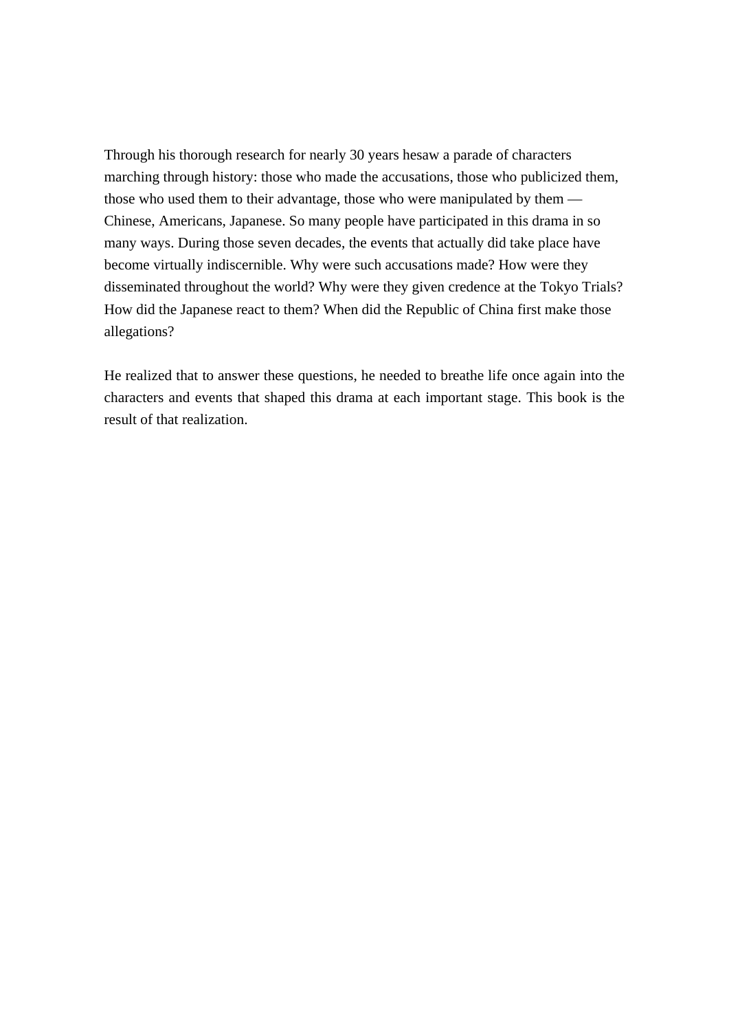Through his thorough research for nearly 30 years hesaw a parade of characters marching through history: those who made the accusations, those who publicized them, those who used them to their advantage, those who were manipulated by them — Chinese, Americans, Japanese. So many people have participated in this drama in so many ways. During those seven decades, the events that actually did take place have become virtually indiscernible. Why were such accusations made? How were they disseminated throughout the world? Why were they given credence at the Tokyo Trials? How did the Japanese react to them? When did the Republic of China first make those allegations?

He realized that to answer these questions, he needed to breathe life once again into the characters and events that shaped this drama at each important stage. This book is the result of that realization.